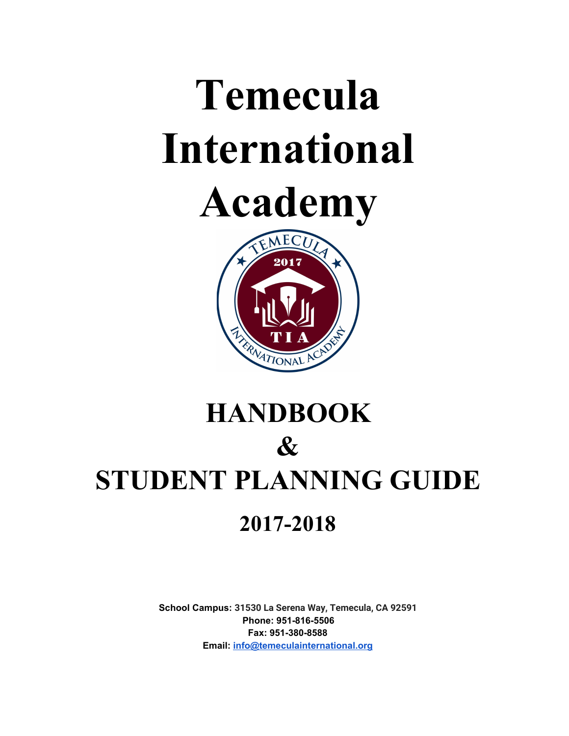# Temecula International Academy

# HANDBOOK & STUDENT PLANNING GUIDE

## 2017-2018

**School Campus:** **31530 La Serena Way, Temecula, CA 92591**
**Phone: 951-816-5506**
**Fax: 951-380-8588**
**Email:** **info@temeculainternational.org**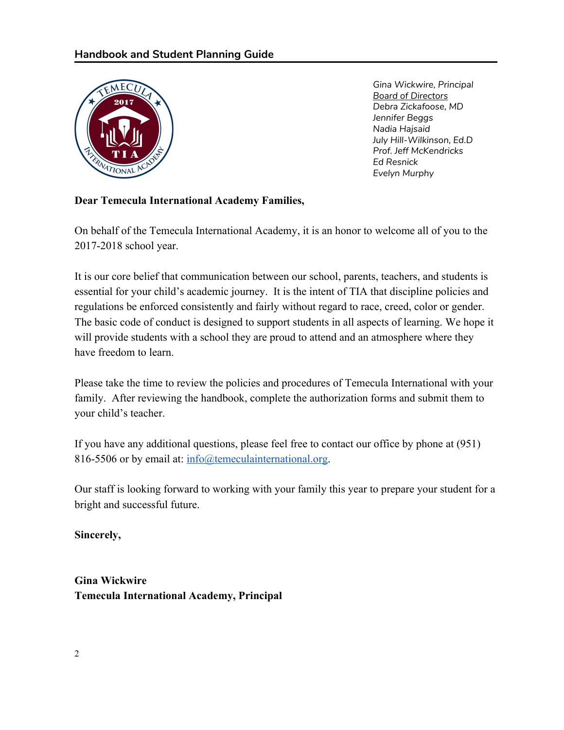*Gina Wickwire, Principal*
*Board of Directors*
*Debra Zickafoose, MD*
*Jennifer Beggs*
*Nadia Hajsaid*
*July Hill-Wilkinson, Ed.D*
*Prof. Jeff McKendricks*
*Ed Resnick*
*Evelyn Murphy*

**Dear Temecula International Academy Families,**

On behalf of the Temecula International Academy, it is an honor to welcome all of you to the 2017-2018 school year.

It is our core belief that communication between our school, parents, teachers, and students is essential for your child's academic journey. It is the intent of TIA that discipline policies and regulations be enforced consistently and fairly without regard to race, creed, color or gender. The basic code of conduct is designed to support students in all aspects of learning. We hope it will provide students with a school they are proud to attend and an atmosphere where they have freedom to learn.

Please take the time to review the policies and procedures of Temecula International with your family. After reviewing the handbook, complete the authorization forms and submit them to your child's teacher.

If you have any additional questions, please feel free to contact our office by phone at (951) 816-5506 or by email at: info@temeculainternational.org.

Our staff is looking forward to working with your family this year to prepare your student for a bright and successful future.

**Sincerely,**

**Gina Wickwire**
**Temecula International Academy, Principal**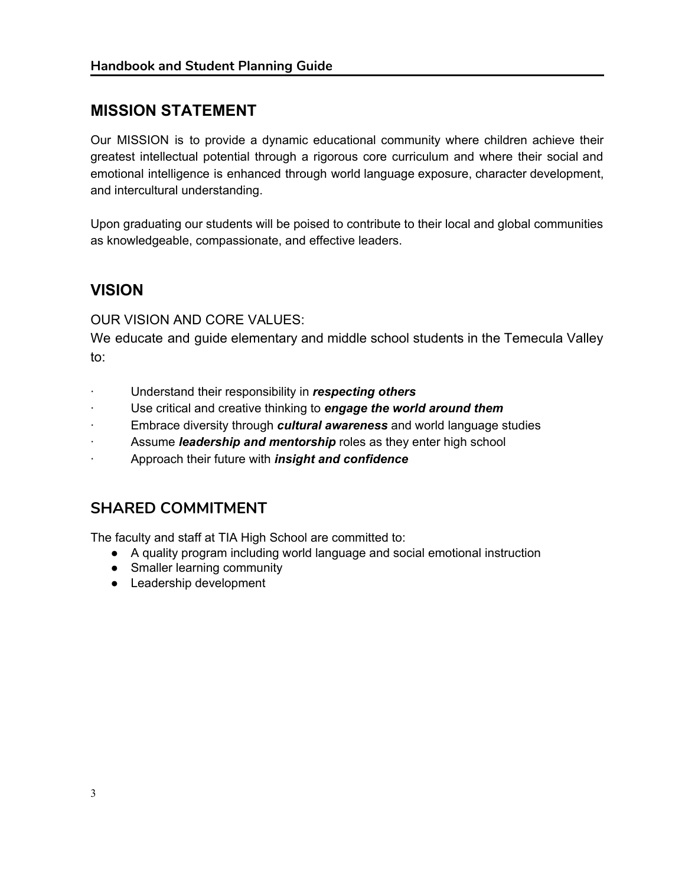## MISSION STATEMENT

Our MISSION is to provide a dynamic educational community where children achieve their greatest intellectual potential through a rigorous core curriculum and where their social and emotional intelligence is enhanced through world language exposure, character development, and intercultural understanding.

Upon graduating our students will be poised to contribute to their local and global communities as knowledgeable, compassionate, and effective leaders.

## VISION

OUR VISION AND CORE VALUES:

We educate and guide elementary and middle school students in the Temecula Valley to:

- Understand their responsibility in ***respecting others***
- Use critical and creative thinking to ***engage the world around them***
- Embrace diversity through ***cultural awareness*** and world language studies
- Assume ***leadership and mentorship*** roles as they enter high school
- Approach their future with ***insight and confidence***

## SHARED COMMITMENT

The faculty and staff at TIA High School are committed to:

- A quality program including world language and social emotional instruction
- Smaller learning community
- Leadership development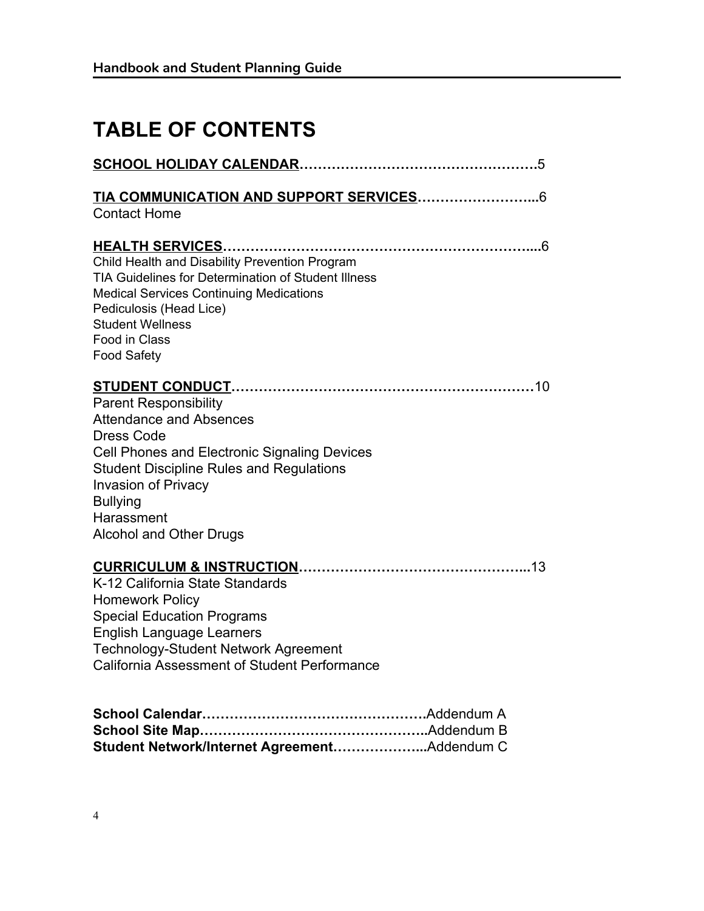# TABLE OF CONTENTS

**SCHOOL HOLIDAY CALENDAR**……………………………………………5

**TIA COMMUNICATION AND SUPPORT SERVICES**……………………...6

Contact Home

**HEALTH SERVICES**……………………………………………………….....6

Child Health and Disability Prevention Program
TIA Guidelines for Determination of Student Illness
Medical Services Continuing Medications
Pediculosis (Head Lice)
Student Wellness
Food in Class
Food Safety

**STUDENT CONDUCT**…………………………………………………………10

Parent Responsibility
Attendance and Absences
Dress Code
Cell Phones and Electronic Signaling Devices
Student Discipline Rules and Regulations
Invasion of Privacy
Bullying
Harassment
Alcohol and Other Drugs

**CURRICULUM & INSTRUCTION**…………………………………………...13

K-12 California State Standards
Homework Policy
Special Education Programs
English Language Learners
Technology-Student Network Agreement
California Assessment of Student Performance

**School Calendar**………………………………………….Addendum A
**School Site Map**…………………………………………..Addendum B
**Student Network/Internet Agreement**………………...Addendum C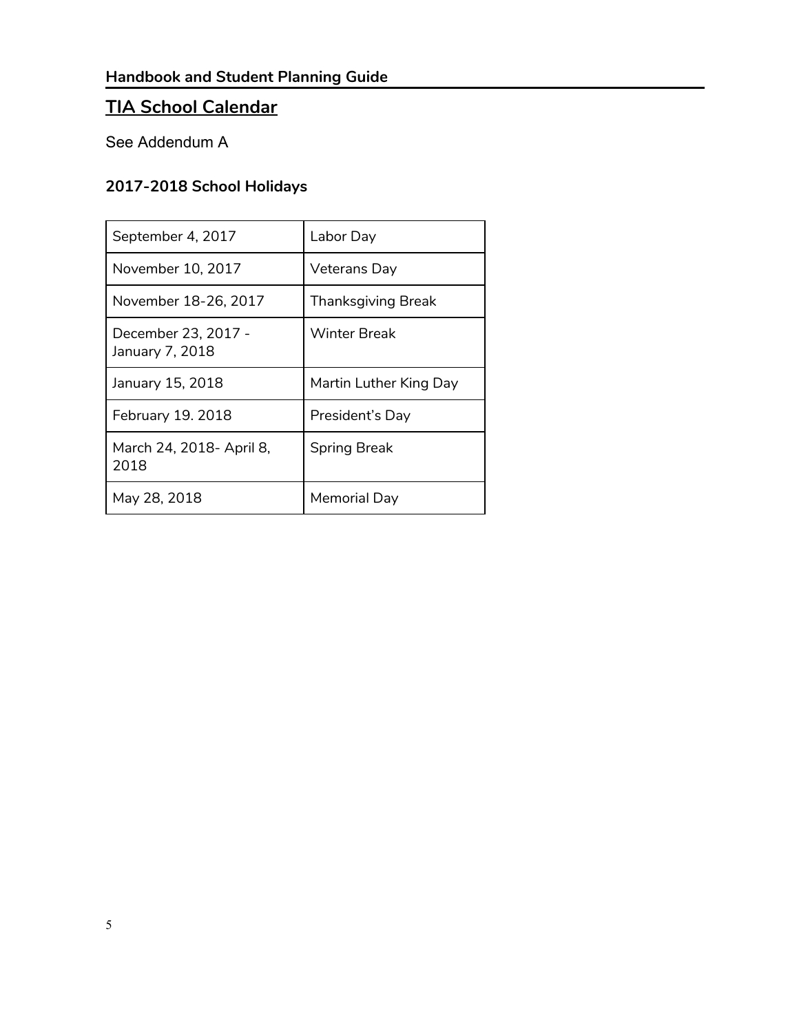## TIA School Calendar

See Addendum A

### 2017-2018 School Holidays

| | |
|---|---|
| September 4, 2017 | Labor Day |
| November 10, 2017 | Veterans Day |
| November 18-26, 2017 | Thanksgiving Break |
| December 23, 2017 - January 7, 2018 | Winter Break |
| January 15, 2018 | Martin Luther King Day |
| February 19. 2018 | President's Day |
| March 24, 2018- April 8, 2018 | Spring Break |
| May 28, 2018 | Memorial Day |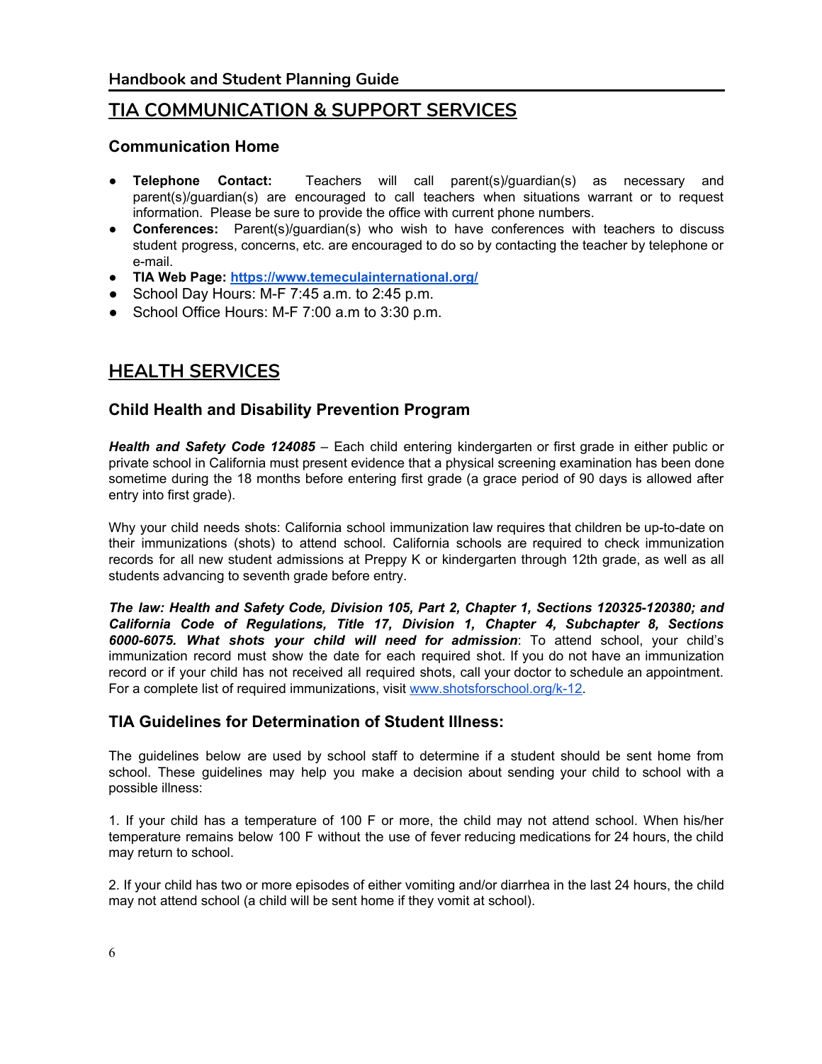## TIA COMMUNICATION & SUPPORT SERVICES

### Communication Home

- **Telephone Contact:** Teachers will call parent(s)/guardian(s) as necessary and parent(s)/guardian(s) are encouraged to call teachers when situations warrant or to request information. Please be sure to provide the office with current phone numbers.
- **Conferences:** Parent(s)/guardian(s) who wish to have conferences with teachers to discuss student progress, concerns, etc. are encouraged to do so by contacting the teacher by telephone or e-mail.
- **TIA Web Page:** **https://www.temeculainternational.org/**
- School Day Hours: M-F 7:45 a.m. to 2:45 p.m.
- School Office Hours: M-F 7:00 a.m to 3:30 p.m.

## HEALTH SERVICES

### Child Health and Disability Prevention Program

***Health and Safety Code 124085*** – Each child entering kindergarten or first grade in either public or private school in California must present evidence that a physical screening examination has been done sometime during the 18 months before entering first grade (a grace period of 90 days is allowed after entry into first grade).

Why your child needs shots: California school immunization law requires that children be up-to-date on their immunizations (shots) to attend school. California schools are required to check immunization records for all new student admissions at Preppy K or kindergarten through 12th grade, as well as all students advancing to seventh grade before entry.

***The law: Health and Safety Code, Division 105, Part 2, Chapter 1, Sections 120325-120380; and California Code of Regulations, Title 17, Division 1, Chapter 4, Subchapter 8, Sections 6000-6075. What shots your child will need for admission***: To attend school, your child's immunization record must show the date for each required shot. If you do not have an immunization record or if your child has not received all required shots, call your doctor to schedule an appointment. For a complete list of required immunizations, visit www.shotsforschool.org/k-12.

### TIA Guidelines for Determination of Student Illness:

The guidelines below are used by school staff to determine if a student should be sent home from school. These guidelines may help you make a decision about sending your child to school with a possible illness:

1. If your child has a temperature of 100 F or more, the child may not attend school. When his/her temperature remains below 100 F without the use of fever reducing medications for 24 hours, the child may return to school.

2. If your child has two or more episodes of either vomiting and/or diarrhea in the last 24 hours, the child may not attend school (a child will be sent home if they vomit at school).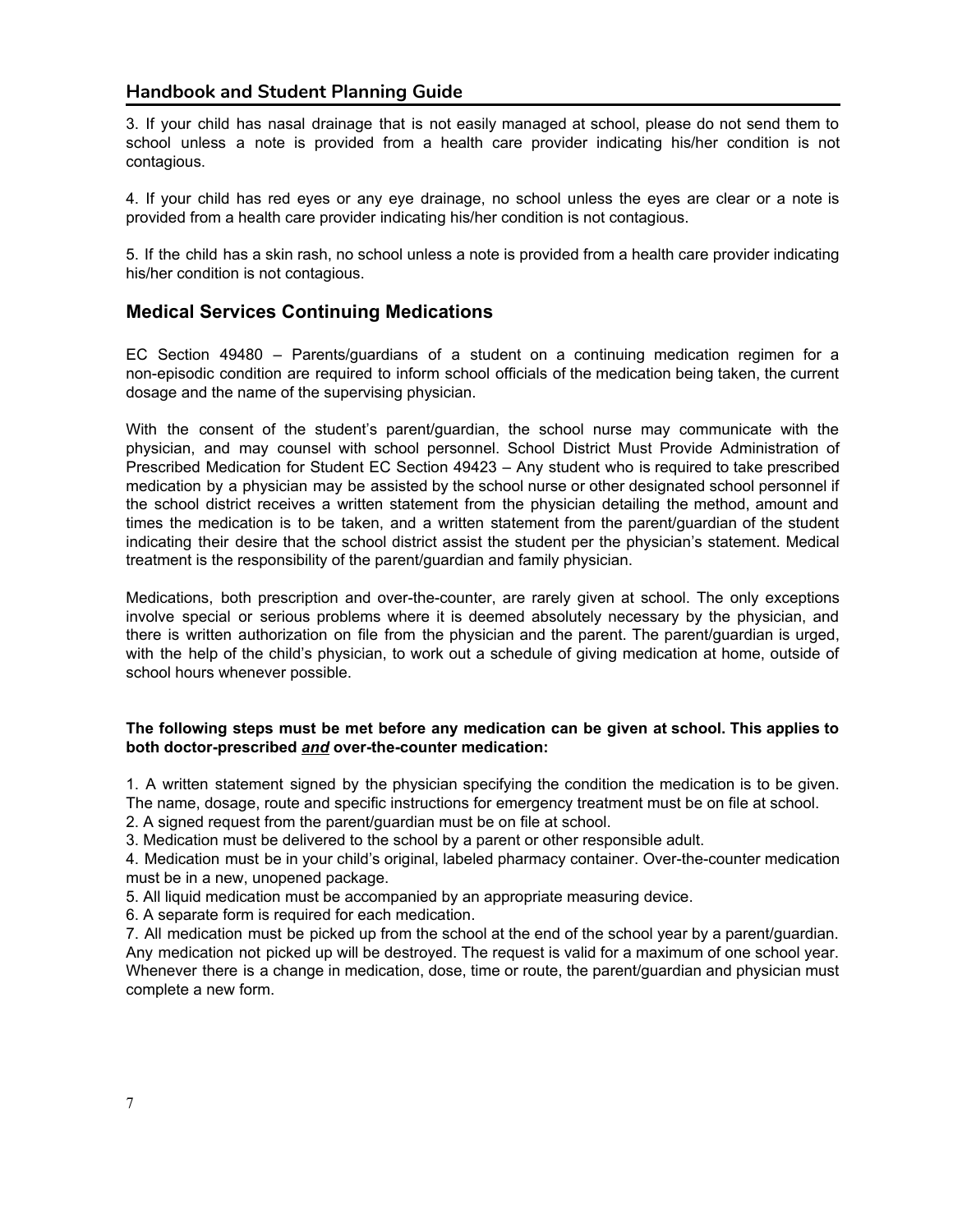3. If your child has nasal drainage that is not easily managed at school, please do not send them to school unless a note is provided from a health care provider indicating his/her condition is not contagious.

4. If your child has red eyes or any eye drainage, no school unless the eyes are clear or a note is provided from a health care provider indicating his/her condition is not contagious.

5. If the child has a skin rash, no school unless a note is provided from a health care provider indicating his/her condition is not contagious.

## Medical Services Continuing Medications

EC Section 49480 – Parents/guardians of a student on a continuing medication regimen for a non-episodic condition are required to inform school officials of the medication being taken, the current dosage and the name of the supervising physician.

With the consent of the student's parent/guardian, the school nurse may communicate with the physician, and may counsel with school personnel. School District Must Provide Administration of Prescribed Medication for Student EC Section 49423 – Any student who is required to take prescribed medication by a physician may be assisted by the school nurse or other designated school personnel if the school district receives a written statement from the physician detailing the method, amount and times the medication is to be taken, and a written statement from the parent/guardian of the student indicating their desire that the school district assist the student per the physician's statement. Medical treatment is the responsibility of the parent/guardian and family physician.

Medications, both prescription and over-the-counter, are rarely given at school. The only exceptions involve special or serious problems where it is deemed absolutely necessary by the physician, and there is written authorization on file from the physician and the parent. The parent/guardian is urged, with the help of the child's physician, to work out a schedule of giving medication at home, outside of school hours whenever possible.

**The following steps must be met before any medication can be given at school. This applies to both doctor-prescribed *<u>and</u>* over-the-counter medication:**

1. A written statement signed by the physician specifying the condition the medication is to be given. The name, dosage, route and specific instructions for emergency treatment must be on file at school.
2. A signed request from the parent/guardian must be on file at school.
3. Medication must be delivered to the school by a parent or other responsible adult.
4. Medication must be in your child's original, labeled pharmacy container. Over-the-counter medication must be in a new, unopened package.
5. All liquid medication must be accompanied by an appropriate measuring device.
6. A separate form is required for each medication.
7. All medication must be picked up from the school at the end of the school year by a parent/guardian. Any medication not picked up will be destroyed. The request is valid for a maximum of one school year. Whenever there is a change in medication, dose, time or route, the parent/guardian and physician must complete a new form.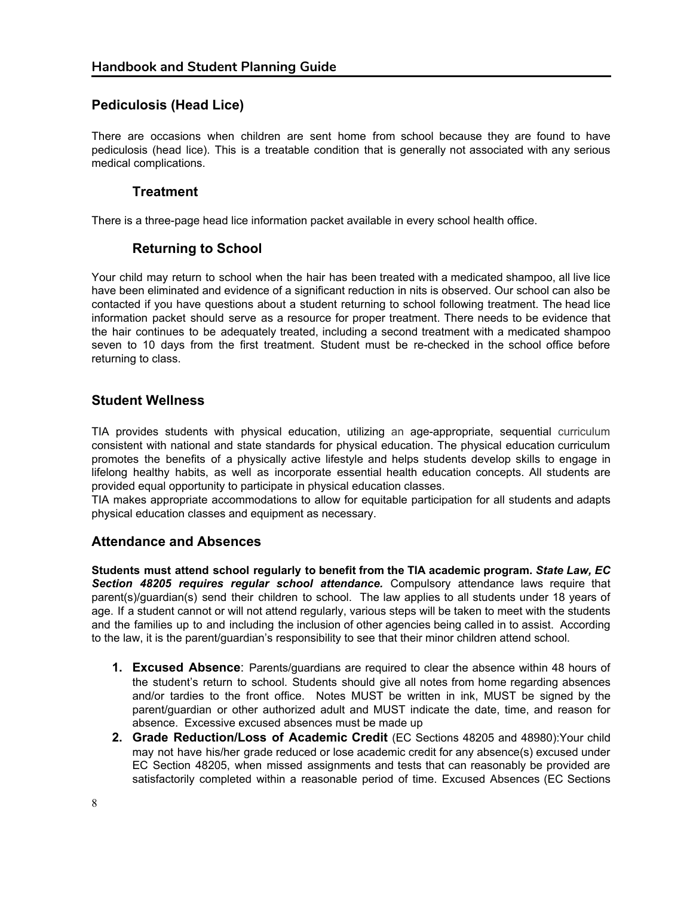## Pediculosis (Head Lice)

There are occasions when children are sent home from school because they are found to have pediculosis (head lice). This is a treatable condition that is generally not associated with any serious medical complications.

### Treatment

There is a three-page head lice information packet available in every school health office.

### Returning to School

Your child may return to school when the hair has been treated with a medicated shampoo, all live lice have been eliminated and evidence of a significant reduction in nits is observed. Our school can also be contacted if you have questions about a student returning to school following treatment. The head lice information packet should serve as a resource for proper treatment. There needs to be evidence that the hair continues to be adequately treated, including a second treatment with a medicated shampoo seven to 10 days from the first treatment. Student must be re-checked in the school office before returning to class.

## Student Wellness

TIA provides students with physical education, utilizing an age-appropriate, sequential curriculum consistent with national and state standards for physical education. The physical education curriculum promotes the benefits of a physically active lifestyle and helps students develop skills to engage in lifelong healthy habits, as well as incorporate essential health education concepts. All students are provided equal opportunity to participate in physical education classes.

TIA makes appropriate accommodations to allow for equitable participation for all students and adapts physical education classes and equipment as necessary.

## Attendance and Absences

**Students must attend school regularly to benefit from the TIA academic program. *State Law, EC Section 48205 requires regular school attendance.*** Compulsory attendance laws require that parent(s)/guardian(s) send their children to school. The law applies to all students under 18 years of age. If a student cannot or will not attend regularly, various steps will be taken to meet with the students and the families up to and including the inclusion of other agencies being called in to assist. According to the law, it is the parent/guardian's responsibility to see that their minor children attend school.

1. **Excused Absence**: Parents/guardians are required to clear the absence within 48 hours of the student's return to school. Students should give all notes from home regarding absences and/or tardies to the front office. Notes MUST be written in ink, MUST be signed by the parent/guardian or other authorized adult and MUST indicate the date, time, and reason for absence. Excessive excused absences must be made up
2. **Grade Reduction/Loss of Academic Credit** (EC Sections 48205 and 48980):Your child may not have his/her grade reduced or lose academic credit for any absence(s) excused under EC Section 48205, when missed assignments and tests that can reasonably be provided are satisfactorily completed within a reasonable period of time. Excused Absences (EC Sections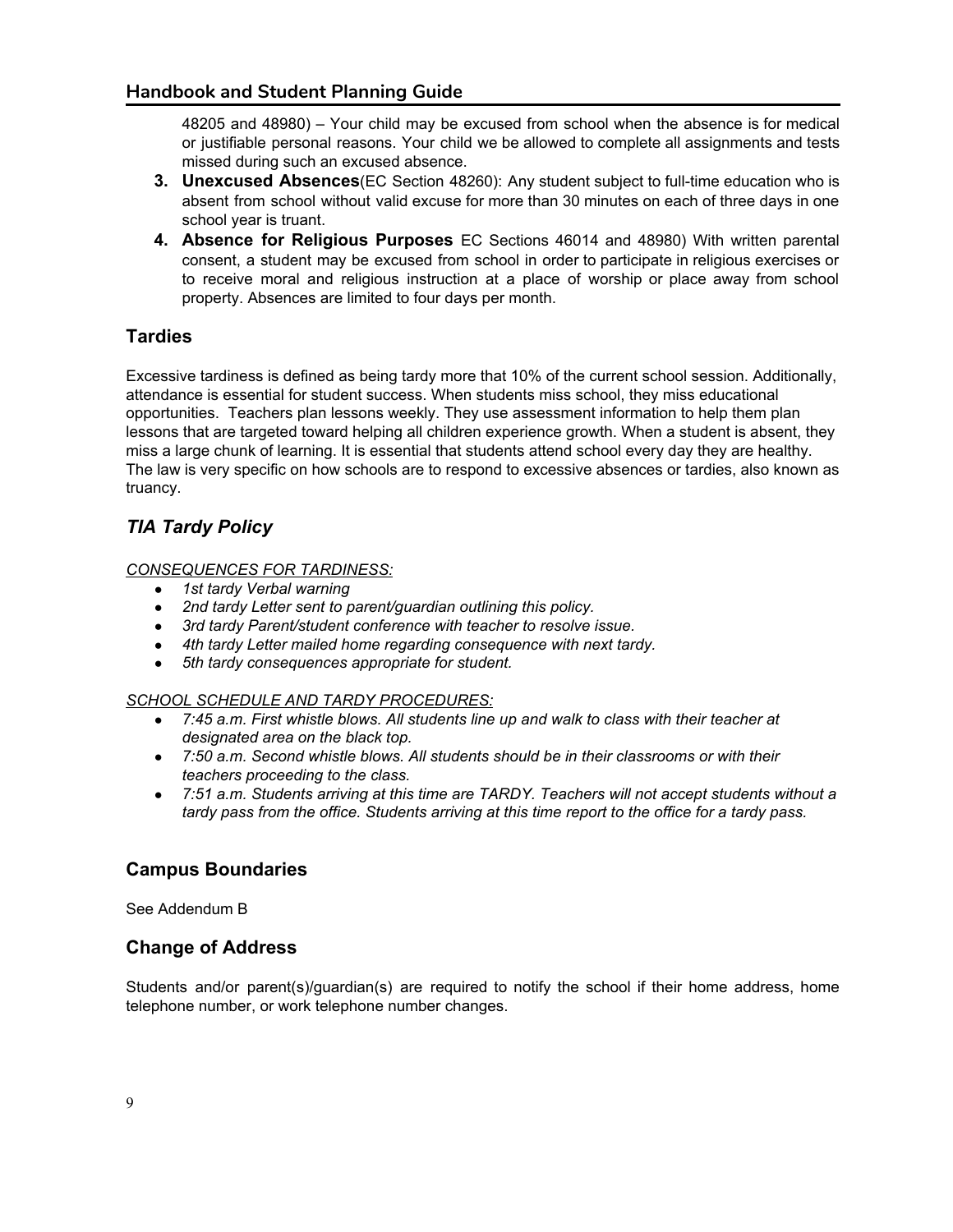48205 and 48980) – Your child may be excused from school when the absence is for medical or justifiable personal reasons. Your child we be allowed to complete all assignments and tests missed during such an excused absence.

3. **Unexcused Absences**(EC Section 48260): Any student subject to full-time education who is absent from school without valid excuse for more than 30 minutes on each of three days in one school year is truant.
4. **Absence for Religious Purposes** EC Sections 46014 and 48980) With written parental consent, a student may be excused from school in order to participate in religious exercises or to receive moral and religious instruction at a place of worship or place away from school property. Absences are limited to four days per month.

## Tardies

Excessive tardiness is defined as being tardy more that 10% of the current school session. Additionally, attendance is essential for student success. When students miss school, they miss educational opportunities. Teachers plan lessons weekly. They use assessment information to help them plan lessons that are targeted toward helping all children experience growth. When a student is absent, they miss a large chunk of learning. It is essential that students attend school every day they are healthy. The law is very specific on how schools are to respond to excessive absences or tardies, also known as truancy.

### *TIA Tardy Policy*

*CONSEQUENCES FOR TARDINESS:*

- *1st tardy Verbal warning*
- *2nd tardy Letter sent to parent/guardian outlining this policy.*
- *3rd tardy Parent/student conference with teacher to resolve issue.*
- *4th tardy Letter mailed home regarding consequence with next tardy.*
- *5th tardy consequences appropriate for student.*

*SCHOOL SCHEDULE AND TARDY PROCEDURES:*

- *7:45 a.m. First whistle blows. All students line up and walk to class with their teacher at designated area on the black top.*
- *7:50 a.m. Second whistle blows. All students should be in their classrooms or with their teachers proceeding to the class.*
- *7:51 a.m. Students arriving at this time are TARDY. Teachers will not accept students without a tardy pass from the office. Students arriving at this time report to the office for a tardy pass.*

## Campus Boundaries

See Addendum B

## Change of Address

Students and/or parent(s)/guardian(s) are required to notify the school if their home address, home telephone number, or work telephone number changes.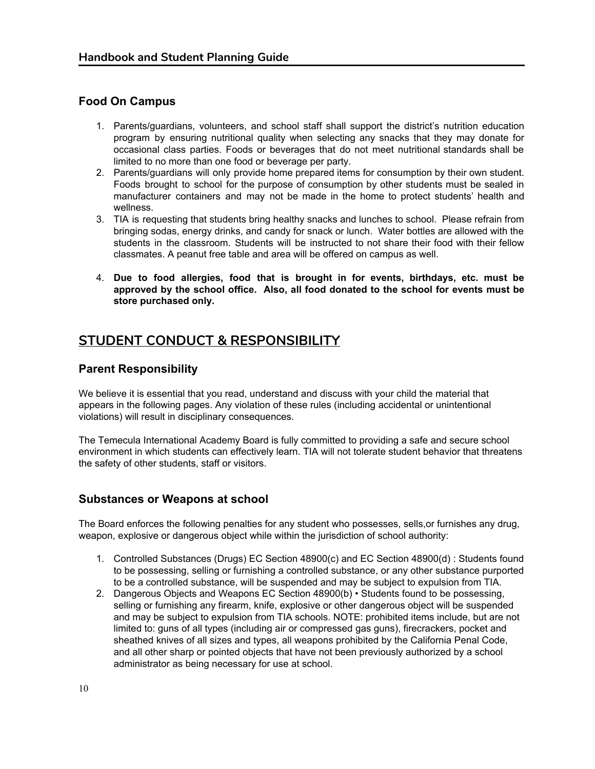## Food On Campus

1. Parents/guardians, volunteers, and school staff shall support the district's nutrition education program by ensuring nutritional quality when selecting any snacks that they may donate for occasional class parties. Foods or beverages that do not meet nutritional standards shall be limited to no more than one food or beverage per party.
2. Parents/guardians will only provide home prepared items for consumption by their own student. Foods brought to school for the purpose of consumption by other students must be sealed in manufacturer containers and may not be made in the home to protect students' health and wellness.
3. TIA is requesting that students bring healthy snacks and lunches to school. Please refrain from bringing sodas, energy drinks, and candy for snack or lunch. Water bottles are allowed with the students in the classroom. Students will be instructed to not share their food with their fellow classmates. A peanut free table and area will be offered on campus as well.
4. **Due to food allergies, food that is brought in for events, birthdays, etc. must be approved by the school office. Also, all food donated to the school for events must be store purchased only.**

# STUDENT CONDUCT & RESPONSIBILITY

## Parent Responsibility

We believe it is essential that you read, understand and discuss with your child the material that appears in the following pages. Any violation of these rules (including accidental or unintentional violations) will result in disciplinary consequences.

The Temecula International Academy Board is fully committed to providing a safe and secure school environment in which students can effectively learn. TIA will not tolerate student behavior that threatens the safety of other students, staff or visitors.

## Substances or Weapons at school

The Board enforces the following penalties for any student who possesses, sells,or furnishes any drug, weapon, explosive or dangerous object while within the jurisdiction of school authority:

1. Controlled Substances (Drugs) EC Section 48900(c) and EC Section 48900(d) : Students found to be possessing, selling or furnishing a controlled substance, or any other substance purported to be a controlled substance, will be suspended and may be subject to expulsion from TIA.
2. Dangerous Objects and Weapons EC Section 48900(b) • Students found to be possessing, selling or furnishing any firearm, knife, explosive or other dangerous object will be suspended and may be subject to expulsion from TIA schools. NOTE: prohibited items include, but are not limited to: guns of all types (including air or compressed gas guns), firecrackers, pocket and sheathed knives of all sizes and types, all weapons prohibited by the California Penal Code, and all other sharp or pointed objects that have not been previously authorized by a school administrator as being necessary for use at school.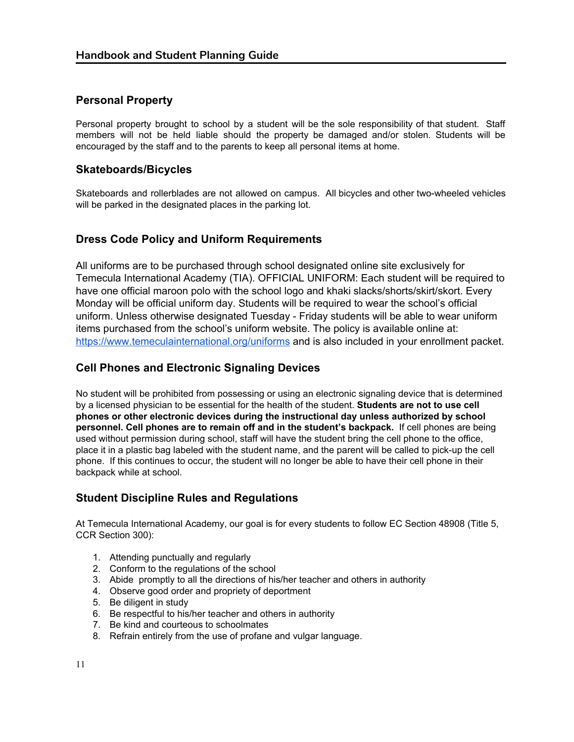## Personal Property

Personal property brought to school by a student will be the sole responsibility of that student. Staff members will not be held liable should the property be damaged and/or stolen. Students will be encouraged by the staff and to the parents to keep all personal items at home.

## Skateboards/Bicycles

Skateboards and rollerblades are not allowed on campus. All bicycles and other two-wheeled vehicles will be parked in the designated places in the parking lot.

## Dress Code Policy and Uniform Requirements

All uniforms are to be purchased through school designated online site exclusively for Temecula International Academy (TIA). OFFICIAL UNIFORM: Each student will be required to have one official maroon polo with the school logo and khaki slacks/shorts/skirt/skort. Every Monday will be official uniform day. Students will be required to wear the school's official uniform. Unless otherwise designated Tuesday - Friday students will be able to wear uniform items purchased from the school's uniform website. The policy is available online at: [https://www.temeculainternational.org/uniforms](https://www.temeculainternational.org/uniforms) and is also included in your enrollment packet.

## Cell Phones and Electronic Signaling Devices

No student will be prohibited from possessing or using an electronic signaling device that is determined by a licensed physician to be essential for the health of the student. **Students are not to use cell phones or other electronic devices during the instructional day unless authorized by school personnel. Cell phones are to remain off and in the student's backpack.** If cell phones are being used without permission during school, staff will have the student bring the cell phone to the office, place it in a plastic bag labeled with the student name, and the parent will be called to pick-up the cell phone. If this continues to occur, the student will no longer be able to have their cell phone in their backpack while at school.

## Student Discipline Rules and Regulations

At Temecula International Academy, our goal is for every students to follow EC Section 48908 (Title 5, CCR Section 300):

1. Attending punctually and regularly
2. Conform to the regulations of the school
3. Abide promptly to all the directions of his/her teacher and others in authority
4. Observe good order and propriety of deportment
5. Be diligent in study
6. Be respectful to his/her teacher and others in authority
7. Be kind and courteous to schoolmates
8. Refrain entirely from the use of profane and vulgar language.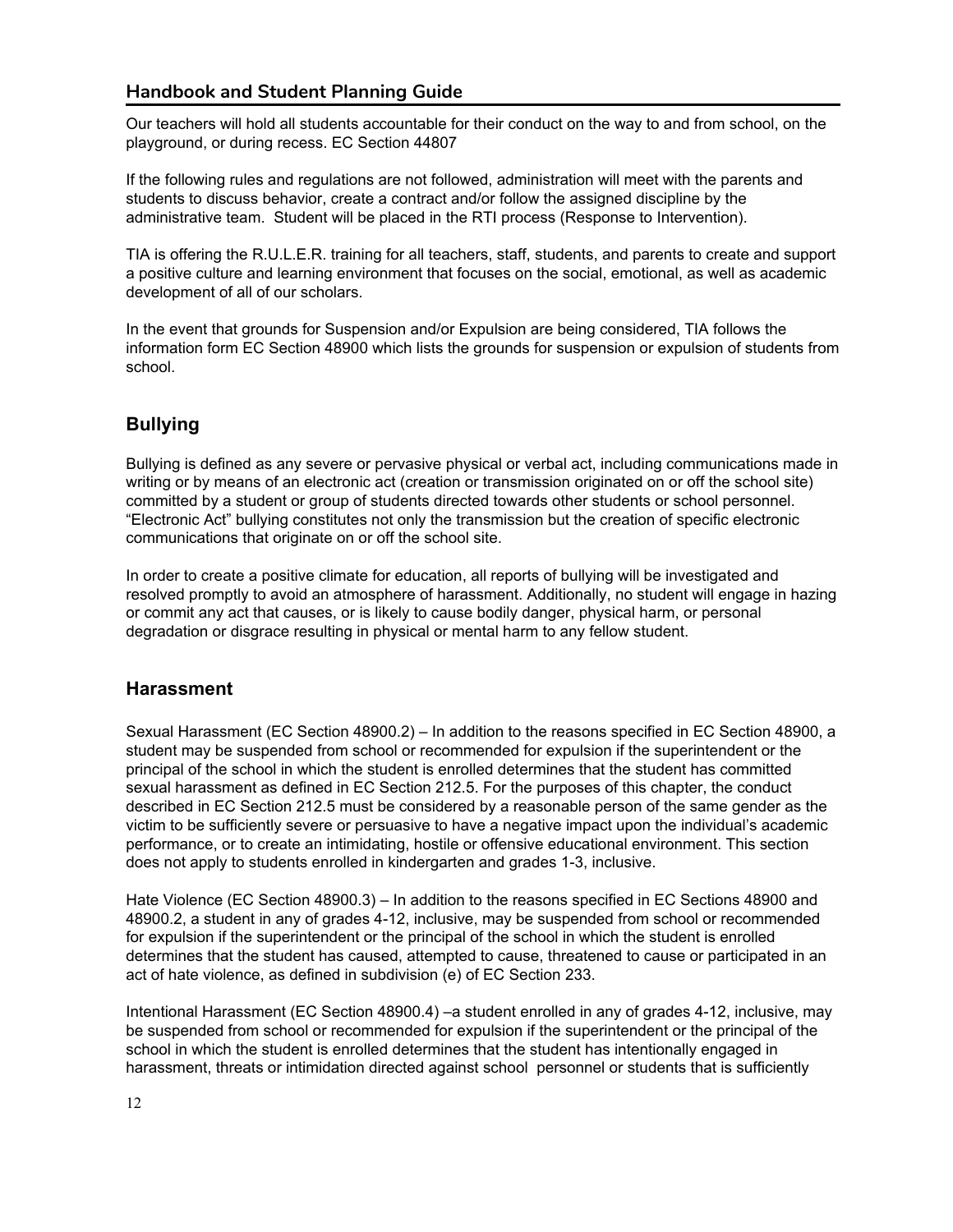Our teachers will hold all students accountable for their conduct on the way to and from school, on the playground, or during recess. EC Section 44807

If the following rules and regulations are not followed, administration will meet with the parents and students to discuss behavior, create a contract and/or follow the assigned discipline by the administrative team. Student will be placed in the RTI process (Response to Intervention).

TIA is offering the R.U.L.E.R. training for all teachers, staff, students, and parents to create and support a positive culture and learning environment that focuses on the social, emotional, as well as academic development of all of our scholars.

In the event that grounds for Suspension and/or Expulsion are being considered, TIA follows the information form EC Section 48900 which lists the grounds for suspension or expulsion of students from school.

## Bullying

Bullying is defined as any severe or pervasive physical or verbal act, including communications made in writing or by means of an electronic act (creation or transmission originated on or off the school site) committed by a student or group of students directed towards other students or school personnel. "Electronic Act" bullying constitutes not only the transmission but the creation of specific electronic communications that originate on or off the school site.

In order to create a positive climate for education, all reports of bullying will be investigated and resolved promptly to avoid an atmosphere of harassment. Additionally, no student will engage in hazing or commit any act that causes, or is likely to cause bodily danger, physical harm, or personal degradation or disgrace resulting in physical or mental harm to any fellow student.

## Harassment

Sexual Harassment (EC Section 48900.2) – In addition to the reasons specified in EC Section 48900, a student may be suspended from school or recommended for expulsion if the superintendent or the principal of the school in which the student is enrolled determines that the student has committed sexual harassment as defined in EC Section 212.5. For the purposes of this chapter, the conduct described in EC Section 212.5 must be considered by a reasonable person of the same gender as the victim to be sufficiently severe or persuasive to have a negative impact upon the individual's academic performance, or to create an intimidating, hostile or offensive educational environment. This section does not apply to students enrolled in kindergarten and grades 1-3, inclusive.

Hate Violence (EC Section 48900.3) – In addition to the reasons specified in EC Sections 48900 and 48900.2, a student in any of grades 4-12, inclusive, may be suspended from school or recommended for expulsion if the superintendent or the principal of the school in which the student is enrolled determines that the student has caused, attempted to cause, threatened to cause or participated in an act of hate violence, as defined in subdivision (e) of EC Section 233.

Intentional Harassment (EC Section 48900.4) –a student enrolled in any of grades 4-12, inclusive, may be suspended from school or recommended for expulsion if the superintendent or the principal of the school in which the student is enrolled determines that the student has intentionally engaged in harassment, threats or intimidation directed against school personnel or students that is sufficiently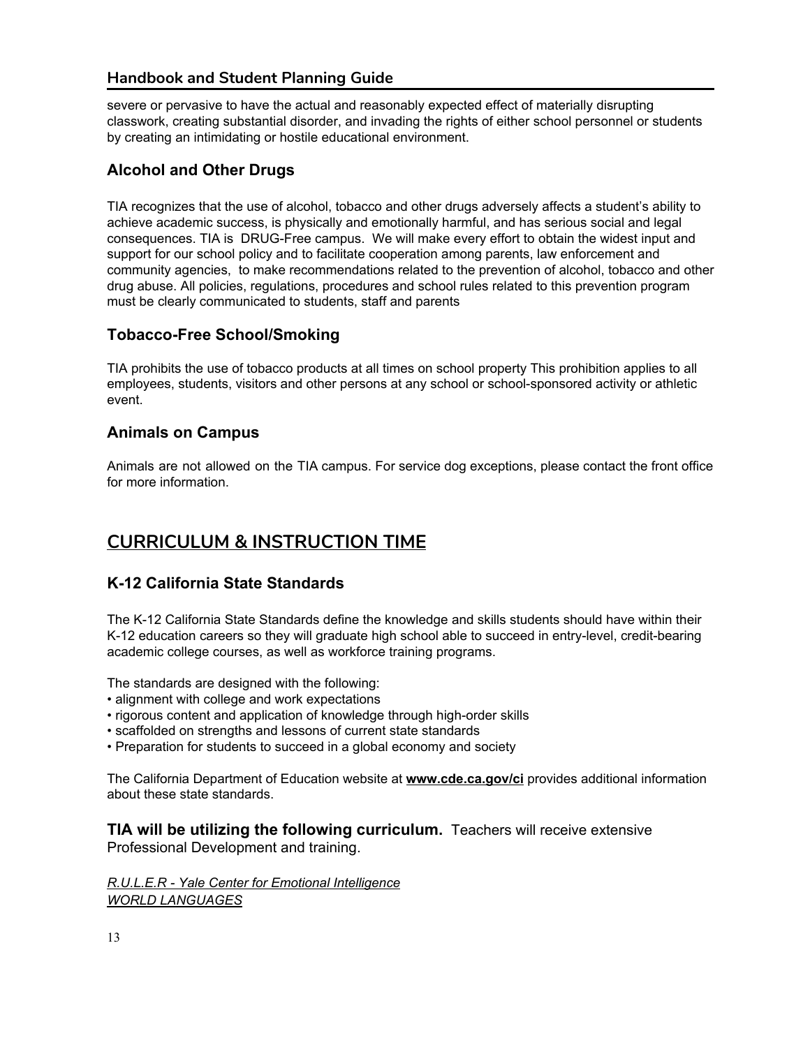severe or pervasive to have the actual and reasonably expected effect of materially disrupting classwork, creating substantial disorder, and invading the rights of either school personnel or students by creating an intimidating or hostile educational environment.

### Alcohol and Other Drugs

TIA recognizes that the use of alcohol, tobacco and other drugs adversely affects a student's ability to achieve academic success, is physically and emotionally harmful, and has serious social and legal consequences. TIA is DRUG-Free campus. We will make every effort to obtain the widest input and support for our school policy and to facilitate cooperation among parents, law enforcement and community agencies, to make recommendations related to the prevention of alcohol, tobacco and other drug abuse. All policies, regulations, procedures and school rules related to this prevention program must be clearly communicated to students, staff and parents

### Tobacco-Free School/Smoking

TIA prohibits the use of tobacco products at all times on school property This prohibition applies to all employees, students, visitors and other persons at any school or school-sponsored activity or athletic event.

### Animals on Campus

Animals are not allowed on the TIA campus. For service dog exceptions, please contact the front office for more information.

## CURRICULUM & INSTRUCTION TIME

### K-12 California State Standards

The K-12 California State Standards define the knowledge and skills students should have within their K-12 education careers so they will graduate high school able to succeed in entry-level, credit-bearing academic college courses, as well as workforce training programs.

The standards are designed with the following:

- alignment with college and work expectations
- rigorous content and application of knowledge through high-order skills
- scaffolded on strengths and lessons of current state standards
- Preparation for students to succeed in a global economy and society

The California Department of Education website at **www.cde.ca.gov/ci** provides additional information about these state standards.

**TIA will be utilizing the following curriculum.** Teachers will receive extensive Professional Development and training.

*R.U.L.E.R - Yale Center for Emotional Intelligence*
*WORLD LANGUAGES*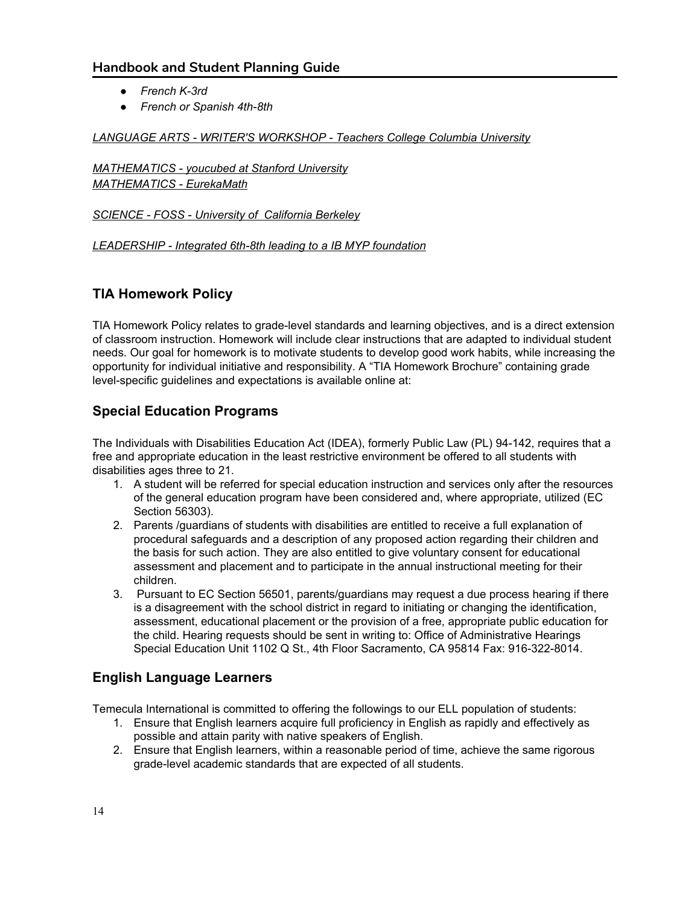- *French K-3rd*
- *French or Spanish 4th-8th*

*LANGUAGE ARTS - WRITER'S WORKSHOP - Teachers College Columbia University*

*MATHEMATICS - youcubed at Stanford University*
*MATHEMATICS - EurekaMath*

*SCIENCE - FOSS - University of  California Berkeley*

*LEADERSHIP - Integrated 6th-8th leading to a IB MYP foundation*

## TIA Homework Policy

TIA Homework Policy relates to grade-level standards and learning objectives, and is a direct extension of classroom instruction. Homework will include clear instructions that are adapted to individual student needs. Our goal for homework is to motivate students to develop good work habits, while increasing the opportunity for individual initiative and responsibility. A "TIA Homework Brochure" containing grade level-specific guidelines and expectations is available online at:

## Special Education Programs

The Individuals with Disabilities Education Act (IDEA), formerly Public Law (PL) 94-142, requires that a free and appropriate education in the least restrictive environment be offered to all students with disabilities ages three to 21.

1. A student will be referred for special education instruction and services only after the resources of the general education program have been considered and, where appropriate, utilized (EC Section 56303).
2. Parents /guardians of students with disabilities are entitled to receive a full explanation of procedural safeguards and a description of any proposed action regarding their children and the basis for such action. They are also entitled to give voluntary consent for educational assessment and placement and to participate in the annual instructional meeting for their children.
3. Pursuant to EC Section 56501, parents/guardians may request a due process hearing if there is a disagreement with the school district in regard to initiating or changing the identification, assessment, educational placement or the provision of a free, appropriate public education for the child. Hearing requests should be sent in writing to: Office of Administrative Hearings Special Education Unit 1102 Q St., 4th Floor Sacramento, CA 95814 Fax: 916-322-8014.

## English Language Learners

Temecula International is committed to offering the followings to our ELL population of students:

1. Ensure that English learners acquire full proficiency in English as rapidly and effectively as possible and attain parity with native speakers of English.
2. Ensure that English learners, within a reasonable period of time, achieve the same rigorous grade-level academic standards that are expected of all students.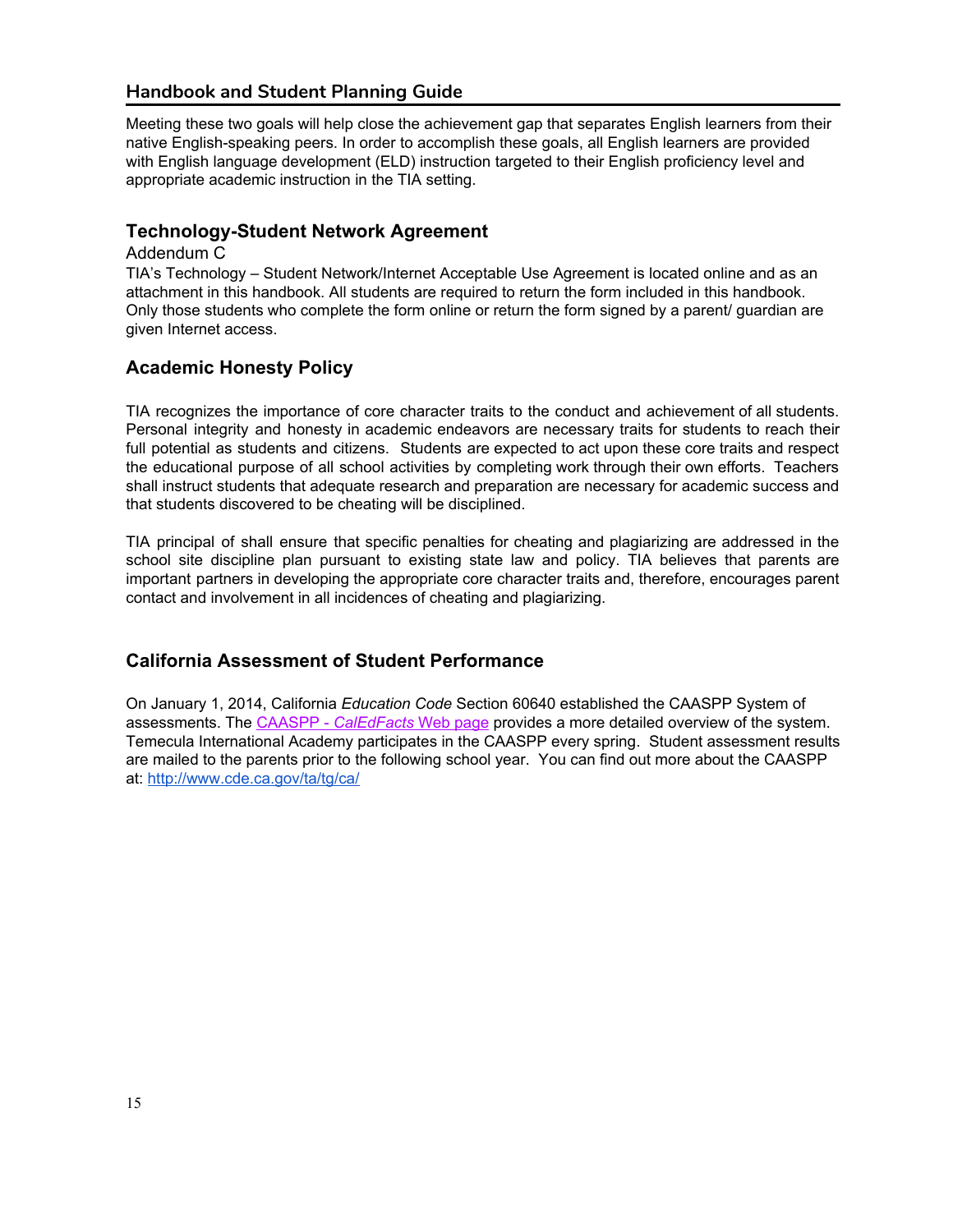Meeting these two goals will help close the achievement gap that separates English learners from their native English-speaking peers. In order to accomplish these goals, all English learners are provided with English language development (ELD) instruction targeted to their English proficiency level and appropriate academic instruction in the TIA setting.

## Technology-Student Network Agreement

Addendum C

TIA's Technology – Student Network/Internet Acceptable Use Agreement is located online and as an attachment in this handbook. All students are required to return the form included in this handbook. Only those students who complete the form online or return the form signed by a parent/ guardian are given Internet access.

## Academic Honesty Policy

TIA recognizes the importance of core character traits to the conduct and achievement of all students. Personal integrity and honesty in academic endeavors are necessary traits for students to reach their full potential as students and citizens. Students are expected to act upon these core traits and respect the educational purpose of all school activities by completing work through their own efforts. Teachers shall instruct students that adequate research and preparation are necessary for academic success and that students discovered to be cheating will be disciplined.

TIA principal of shall ensure that specific penalties for cheating and plagiarizing are addressed in the school site discipline plan pursuant to existing state law and policy. TIA believes that parents are important partners in developing the appropriate core character traits and, therefore, encourages parent contact and involvement in all incidences of cheating and plagiarizing.

## California Assessment of Student Performance

On January 1, 2014, California *Education Code* Section 60640 established the CAASPP System of assessments. The CAASPP - *CalEdFacts* Web page provides a more detailed overview of the system. Temecula International Academy participates in the CAASPP every spring. Student assessment results are mailed to the parents prior to the following school year. You can find out more about the CAASPP at: http://www.cde.ca.gov/ta/tg/ca/